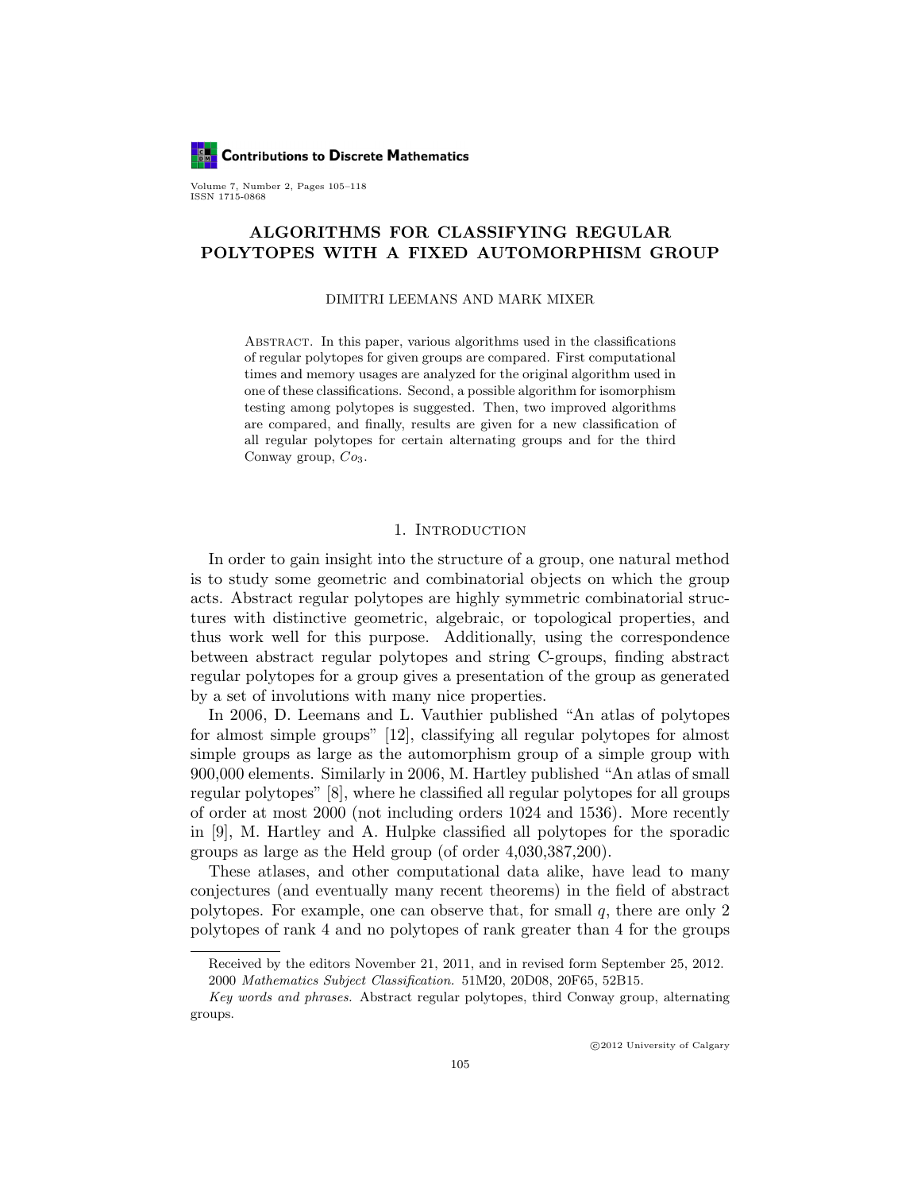# ALGORITHMS FOR CLASSIFYING REGULAR POLYTOPES WITH A FIXED AUTOMORPHISM GROUP

DIMITRI LEEMANS AND MARK MIXER

ABSTRACT. In this paper, various algorithms used in the classifications of regular polytopes for given groups are compared. First computational times and memory usages are analyzed for the original algorithm used in one of these classifications. Second, a possible algorithm for isomorphism testing among polytopes is suggested. Then, two improved algorithms are compared, and finally, results are given for a new classification of all regular polytopes for certain alternating groups and for the third Conway group, $Co_3$.

## 1. Introduction

In order to gain insight into the structure of a group, one natural method is to study some geometric and combinatorial objects on which the group acts. Abstract regular polytopes are highly symmetric combinatorial structures with distinctive geometric, algebraic, or topological properties, and thus work well for this purpose. Additionally, using the correspondence between abstract regular polytopes and string C-groups, finding abstract regular polytopes for a group gives a presentation of the group as generated by a set of involutions with many nice properties.

In 2006, D. Leemans and L. Vauthier published "An atlas of polytopes for almost simple groups" [12], classifying all regular polytopes for almost simple groups as large as the automorphism group of a simple group with 900,000 elements. Similarly in 2006, M. Hartley published "An atlas of small regular polytopes" [8], where he classified all regular polytopes for all groups of order at most 2000 (not including orders 1024 and 1536). More recently in [9], M. Hartley and A. Hulpke classified all polytopes for the sporadic groups as large as the Held group (of order 4,030,387,200).

These atlases, and other computational data alike, have lead to many conjectures (and eventually many recent theorems) in the field of abstract polytopes. For example, one can observe that, for small $q$, there are only 2 polytopes of rank 4 and no polytopes of rank greater than 4 for the groups

Received by the editors November 21, 2011, and in revised form September 25, 2012.
2000 *Mathematics Subject Classification.* 51M20, 20D08, 20F65, 52B15.

*Key words and phrases.* Abstract regular polytopes, third Conway group, alternating groups.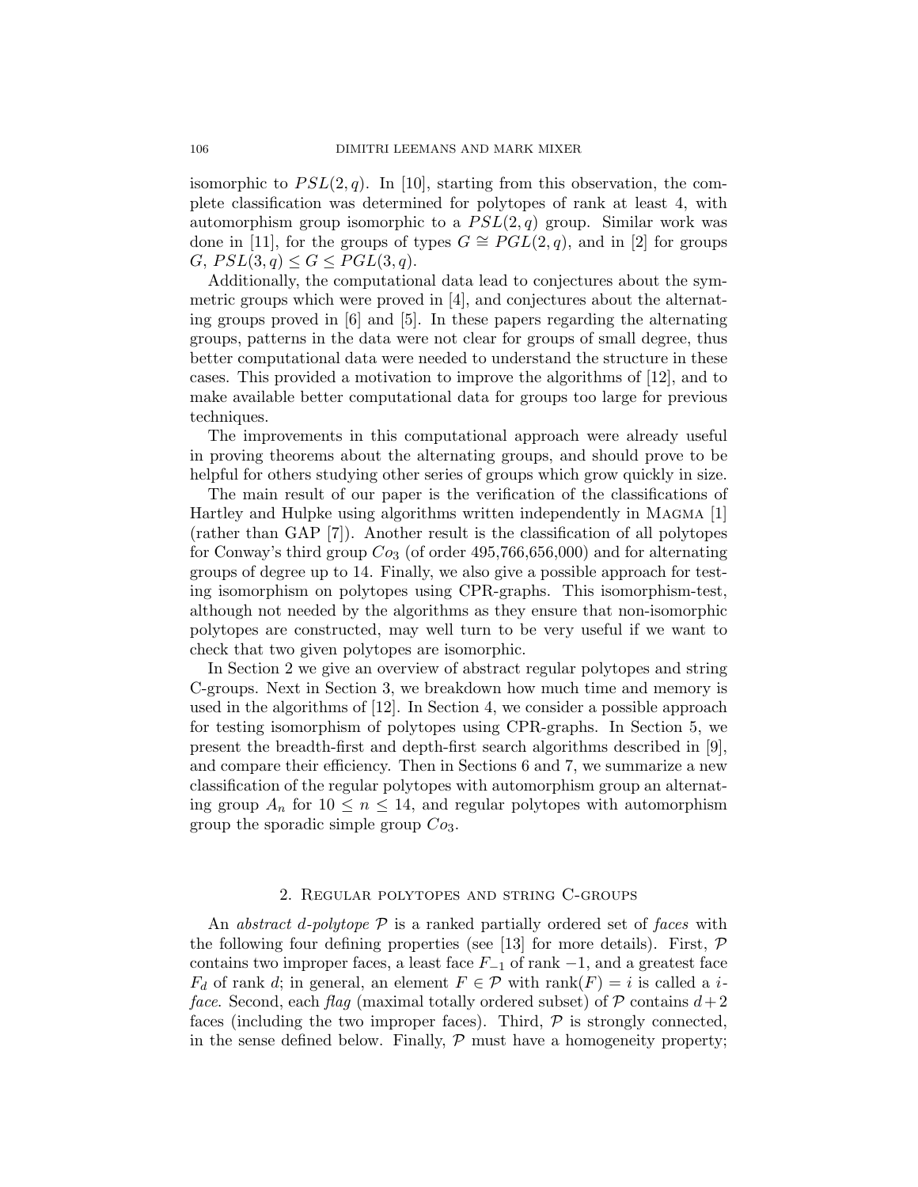isomorphic to $PSL(2,q)$. In [10], starting from this observation, the complete classification was determined for polytopes of rank at least 4, with automorphism group isomorphic to a $PSL(2,q)$ group. Similar work was done in [11], for the groups of types $G \cong PGL(2,q)$, and in [2] for groups $G$, $PSL(3,q) \le G \le PGL(3,q)$.

Additionally, the computational data lead to conjectures about the symmetric groups which were proved in [4], and conjectures about the alternating groups proved in [6] and [5]. In these papers regarding the alternating groups, patterns in the data were not clear for groups of small degree, thus better computational data were needed to understand the structure in these cases. This provided a motivation to improve the algorithms of [12], and to make available better computational data for groups too large for previous techniques.

The improvements in this computational approach were already useful in proving theorems about the alternating groups, and should prove to be helpful for others studying other series of groups which grow quickly in size.

The main result of our paper is the verification of the classifications of Hartley and Hulpke using algorithms written independently in Magma [1] (rather than GAP [7]). Another result is the classification of all polytopes for Conway's third group $Co_3$ (of order 495,766,656,000) and for alternating groups of degree up to 14. Finally, we also give a possible approach for testing isomorphism on polytopes using CPR-graphs. This isomorphism-test, although not needed by the algorithms as they ensure that non-isomorphic polytopes are constructed, may well turn to be very useful if we want to check that two given polytopes are isomorphic.

In Section 2 we give an overview of abstract regular polytopes and string C-groups. Next in Section 3, we breakdown how much time and memory is used in the algorithms of [12]. In Section 4, we consider a possible approach for testing isomorphism of polytopes using CPR-graphs. In Section 5, we present the breadth-first and depth-first search algorithms described in [9], and compare their efficiency. Then in Sections 6 and 7, we summarize a new classification of the regular polytopes with automorphism group an alternating group $A_n$ for $10 \le n \le 14$, and regular polytopes with automorphism group the sporadic simple group $Co_3$.

## 2. Regular polytopes and string C-groups

An *abstract $d$-polytope* $\mathcal{P}$ is a ranked partially ordered set of *faces* with the following four defining properties (see [13] for more details). First, $\mathcal{P}$ contains two improper faces, a least face $F_{-1}$ of rank $-1$, and a greatest face $F_d$ of rank $d$; in general, an element $F \in \mathcal{P}$ with $\mathrm{rank}(F) = i$ is called a *$i$-face*. Second, each *flag* (maximal totally ordered subset) of $\mathcal{P}$ contains $d+2$ faces (including the two improper faces). Third, $\mathcal{P}$ is strongly connected, in the sense defined below. Finally, $\mathcal{P}$ must have a homogeneity property;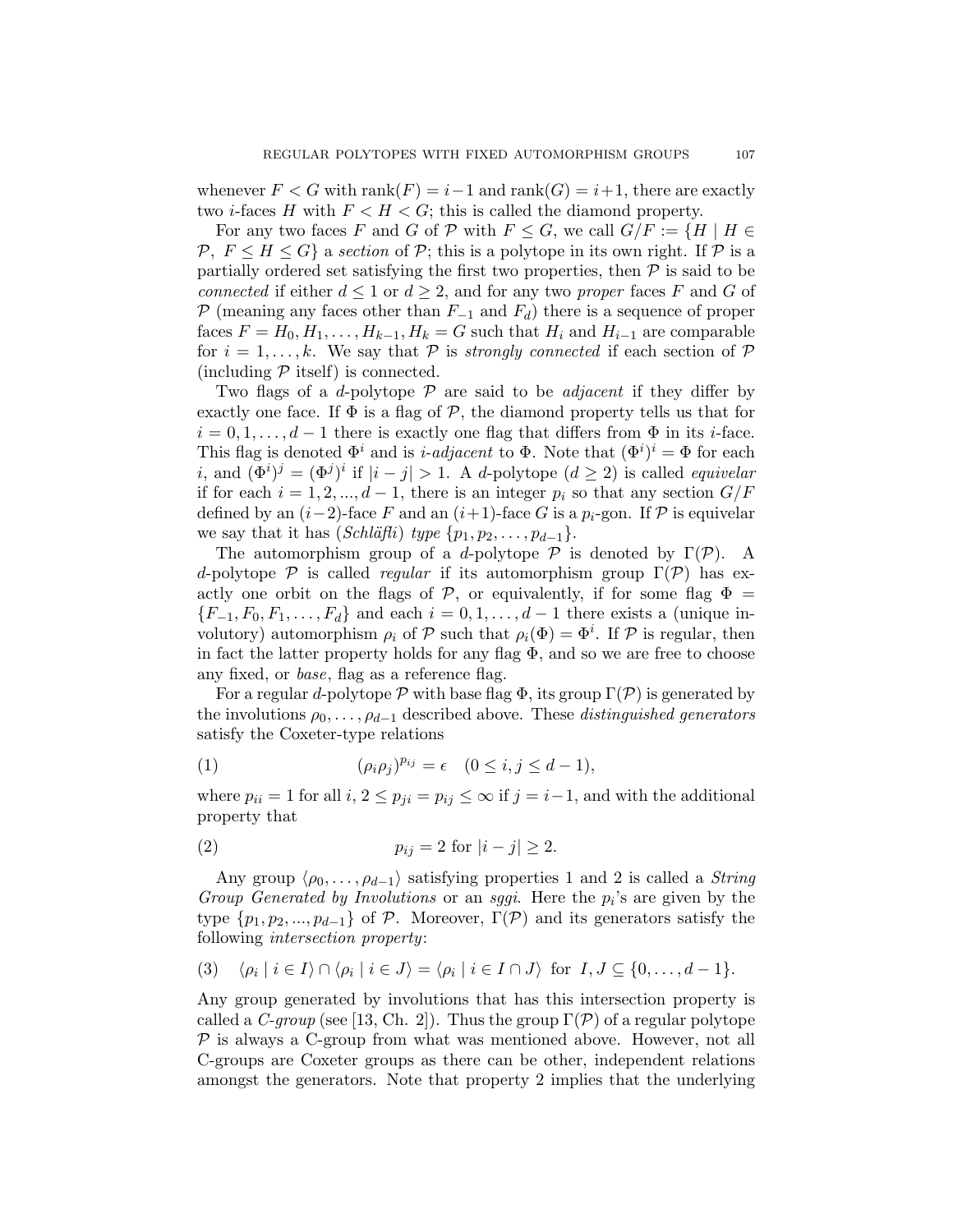whenever $F < G$ with $\text{rank}(F) = i-1$ and $\text{rank}(G) = i+1$, there are exactly two $i$-faces $H$ with $F < H < G$; this is called the diamond property.

For any two faces $F$ and $G$ of $\mathcal{P}$ with $F \leq G$, we call $G/F := \{H \mid H \in \mathcal{P},\ F \leq H \leq G\}$ a *section* of $\mathcal{P}$; this is a polytope in its own right. If $\mathcal{P}$ is a partially ordered set satisfying the first two properties, then $\mathcal{P}$ is said to be *connected* if either $d \leq 1$ or $d \geq 2$, and for any two *proper* faces $F$ and $G$ of $\mathcal{P}$ (meaning any faces other than $F_{-1}$ and $F_d$) there is a sequence of proper faces $F = H_0, H_1, \ldots, H_{k-1}, H_k = G$ such that $H_i$ and $H_{i-1}$ are comparable for $i = 1, \ldots, k$. We say that $\mathcal{P}$ is *strongly connected* if each section of $\mathcal{P}$ (including $\mathcal{P}$ itself) is connected.

Two flags of a $d$-polytope $\mathcal{P}$ are said to be *adjacent* if they differ by exactly one face. If $\Phi$ is a flag of $\mathcal{P}$, the diamond property tells us that for $i = 0, 1, \ldots, d-1$ there is exactly one flag that differs from $\Phi$ in its $i$-face. This flag is denoted $\Phi^i$ and is *$i$-adjacent* to $\Phi$. Note that $(\Phi^i)^i = \Phi$ for each $i$, and $(\Phi^i)^j = (\Phi^j)^i$ if $|i-j| > 1$. A $d$-polytope ($d \geq 2$) is called *equivelar* if for each $i = 1, 2, ..., d-1$, there is an integer $p_i$ so that any section $G/F$ defined by an $(i-2)$-face $F$ and an $(i+1)$-face $G$ is a $p_i$-gon. If $\mathcal{P}$ is equivelar we say that it has (*Schläfli*) *type* $\{p_1, p_2, \ldots, p_{d-1}\}$.

The automorphism group of a $d$-polytope $\mathcal{P}$ is denoted by $\Gamma(\mathcal{P})$. A $d$-polytope $\mathcal{P}$ is called *regular* if its automorphism group $\Gamma(\mathcal{P})$ has exactly one orbit on the flags of $\mathcal{P}$, or equivalently, if for some flag $\Phi = \{F_{-1}, F_0, F_1, \ldots, F_d\}$ and each $i = 0, 1, \ldots, d-1$ there exists a (unique involutory) automorphism $\rho_i$ of $\mathcal{P}$ such that $\rho_i(\Phi) = \Phi^i$. If $\mathcal{P}$ is regular, then in fact the latter property holds for any flag $\Phi$, and so we are free to choose any fixed, or *base*, flag as a reference flag.

For a regular $d$-polytope $\mathcal{P}$ with base flag $\Phi$, its group $\Gamma(\mathcal{P})$ is generated by the involutions $\rho_0, \ldots, \rho_{d-1}$ described above. These *distinguished generators* satisfy the Coxeter-type relations

$$(\rho_i\rho_j)^{p_{ij}} = \epsilon \quad (0 \leq i, j \leq d-1), \tag{1}$$

where $p_{ii} = 1$ for all $i$, $2 \leq p_{ji} = p_{ij} \leq \infty$ if $j = i-1$, and with the additional property that

$$p_{ij} = 2 \text{ for } |i-j| \geq 2. \tag{2}$$

Any group $\langle \rho_0, \ldots, \rho_{d-1} \rangle$ satisfying properties 1 and 2 is called a *String Group Generated by Involutions* or an *sggi*. Here the $p_i$'s are given by the type $\{p_1, p_2, ..., p_{d-1}\}$ of $\mathcal{P}$. Moreover, $\Gamma(\mathcal{P})$ and its generators satisfy the following *intersection property*:

$$\langle \rho_i \mid i \in I \rangle \cap \langle \rho_i \mid i \in J \rangle = \langle \rho_i \mid i \in I \cap J \rangle \text{ for } I, J \subseteq \{0, \ldots, d-1\}. \tag{3}$$

Any group generated by involutions that has this intersection property is called a *C-group* (see [13, Ch. 2]). Thus the group $\Gamma(\mathcal{P})$ of a regular polytope $\mathcal{P}$ is always a C-group from what was mentioned above. However, not all C-groups are Coxeter groups as there can be other, independent relations amongst the generators. Note that property 2 implies that the underlying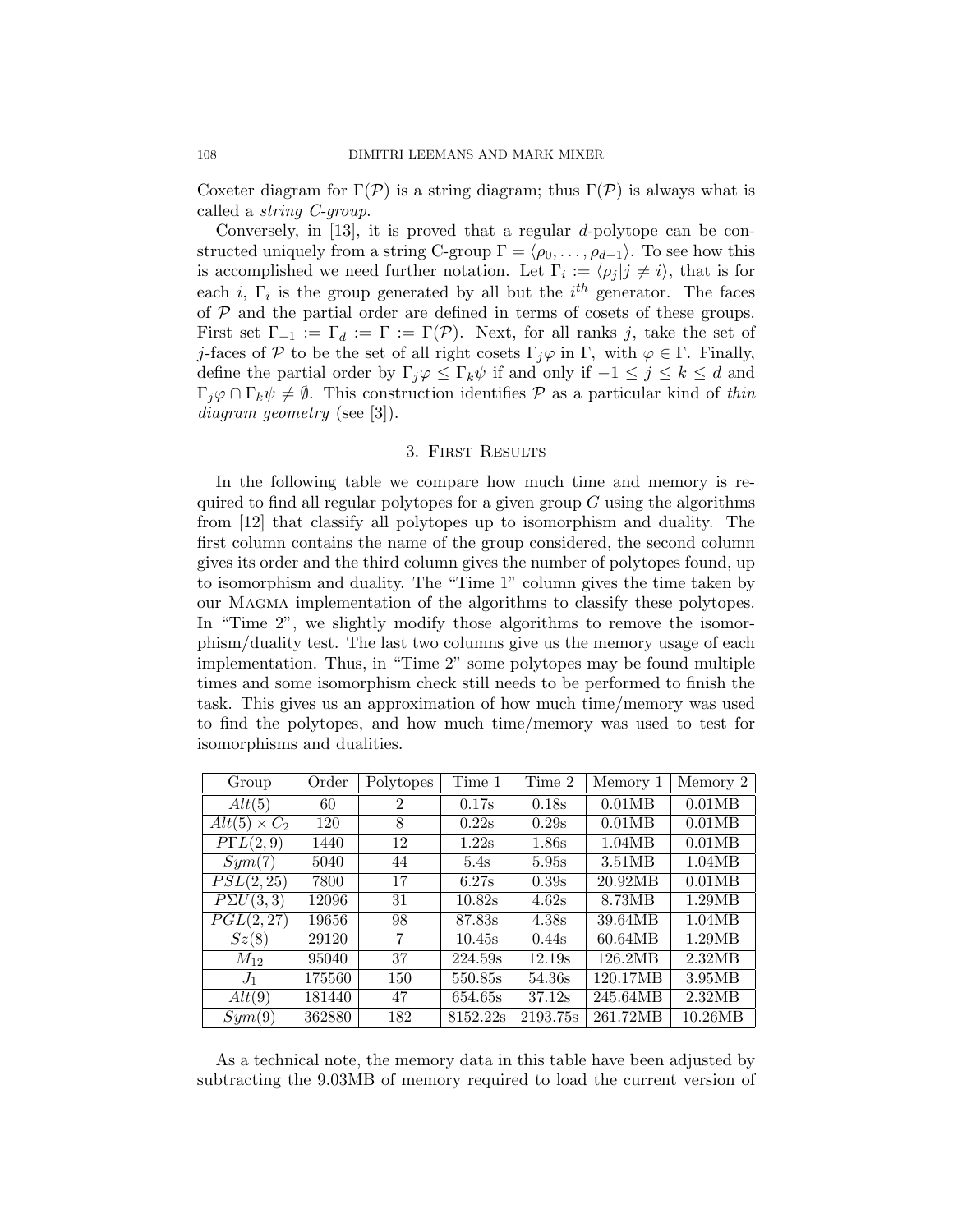Coxeter diagram for $\Gamma(\mathcal{P})$ is a string diagram; thus $\Gamma(\mathcal{P})$ is always what is called a *string C-group*.

Conversely, in [13], it is proved that a regular $d$-polytope can be constructed uniquely from a string C-group $\Gamma = \langle \rho_0, \ldots, \rho_{d-1} \rangle$. To see how this is accomplished we need further notation. Let $\Gamma_i := \langle \rho_j | j \neq i \rangle$, that is for each $i$, $\Gamma_i$ is the group generated by all but the $i^{th}$ generator. The faces of $\mathcal{P}$ and the partial order are defined in terms of cosets of these groups. First set $\Gamma_{-1} := \Gamma_d := \Gamma := \Gamma(\mathcal{P})$. Next, for all ranks $j$, take the set of $j$-faces of $\mathcal{P}$ to be the set of all right cosets $\Gamma_j \varphi$ in $\Gamma$, with $\varphi \in \Gamma$. Finally, define the partial order by $\Gamma_j \varphi \leq \Gamma_k \psi$ if and only if $-1 \leq j \leq k \leq d$ and $\Gamma_j \varphi \cap \Gamma_k \psi \neq \emptyset$. This construction identifies $\mathcal{P}$ as a particular kind of *thin diagram geometry* (see [3]).

## 3. First Results

In the following table we compare how much time and memory is required to find all regular polytopes for a given group $G$ using the algorithms from [12] that classify all polytopes up to isomorphism and duality. The first column contains the name of the group considered, the second column gives its order and the third column gives the number of polytopes found, up to isomorphism and duality. The "Time 1" column gives the time taken by our Magma implementation of the algorithms to classify these polytopes. In "Time 2", we slightly modify those algorithms to remove the isomorphism/duality test. The last two columns give us the memory usage of each implementation. Thus, in "Time 2" some polytopes may be found multiple times and some isomorphism check still needs to be performed to finish the task. This gives us an approximation of how much time/memory was used to find the polytopes, and how much time/memory was used to test for isomorphisms and dualities.

| Group | Order | Polytopes | Time 1 | Time 2 | Memory 1 | Memory 2 |
|---|---|---|---|---|---|---|
| $Alt(5)$ | 60 | 2 | 0.17s | 0.18s | 0.01MB | 0.01MB |
| $Alt(5) \times C_2$ | 120 | 8 | 0.22s | 0.29s | 0.01MB | 0.01MB |
| $P\Gamma L(2,9)$ | 1440 | 12 | 1.22s | 1.86s | 1.04MB | 0.01MB |
| $Sym(7)$ | 5040 | 44 | 5.4s | 5.95s | 3.51MB | 1.04MB |
| $PSL(2,25)$ | 7800 | 17 | 6.27s | 0.39s | 20.92MB | 0.01MB |
| $P\Sigma U(3,3)$ | 12096 | 31 | 10.82s | 4.62s | 8.73MB | 1.29MB |
| $PGL(2,27)$ | 19656 | 98 | 87.83s | 4.38s | 39.64MB | 1.04MB |
| $Sz(8)$ | 29120 | 7 | 10.45s | 0.44s | 60.64MB | 1.29MB |
| $M_{12}$ | 95040 | 37 | 224.59s | 12.19s | 126.2MB | 2.32MB |
| $J_1$ | 175560 | 150 | 550.85s | 54.36s | 120.17MB | 3.95MB |
| $Alt(9)$ | 181440 | 47 | 654.65s | 37.12s | 245.64MB | 2.32MB |
| $Sym(9)$ | 362880 | 182 | 8152.22s | 2193.75s | 261.72MB | 10.26MB |

As a technical note, the memory data in this table have been adjusted by subtracting the 9.03MB of memory required to load the current version of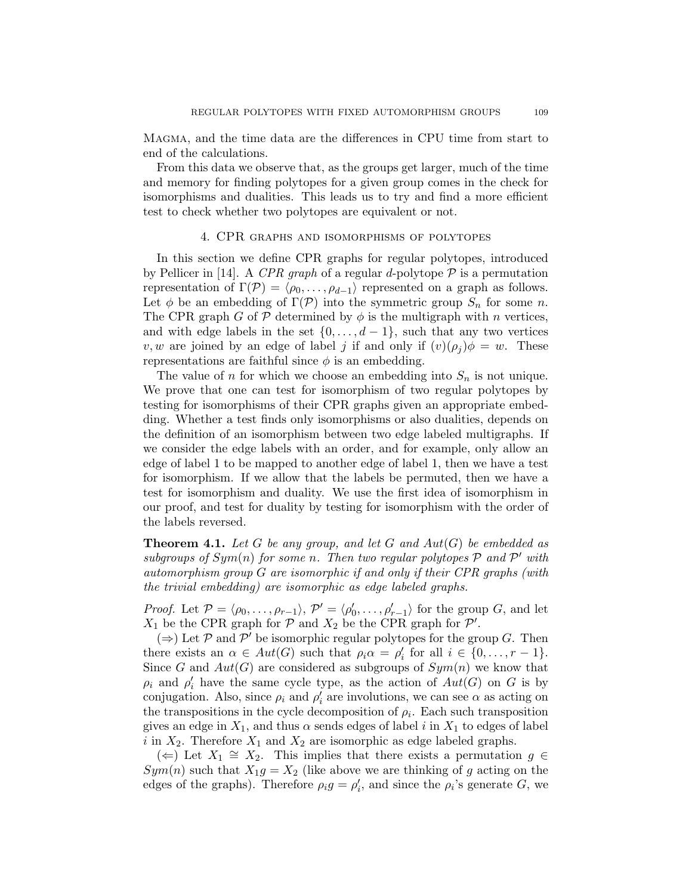Magma, and the time data are the differences in CPU time from start to end of the calculations.

From this data we observe that, as the groups get larger, much of the time and memory for finding polytopes for a given group comes in the check for isomorphisms and dualities. This leads us to try and find a more efficient test to check whether two polytopes are equivalent or not.

## 4. CPR graphs and isomorphisms of polytopes

In this section we define CPR graphs for regular polytopes, introduced by Pellicer in [14]. A *CPR graph* of a regular $d$-polytope $\mathcal{P}$ is a permutation representation of $\Gamma(\mathcal{P}) = \langle \rho_0, \ldots, \rho_{d-1} \rangle$ represented on a graph as follows. Let $\phi$ be an embedding of $\Gamma(\mathcal{P})$ into the symmetric group $S_n$ for some $n$. The CPR graph $G$ of $\mathcal{P}$ determined by $\phi$ is the multigraph with $n$ vertices, and with edge labels in the set $\{0, \ldots, d-1\}$, such that any two vertices $v, w$ are joined by an edge of label $j$ if and only if $(v)(\rho_j)\phi = w$. These representations are faithful since $\phi$ is an embedding.

The value of $n$ for which we choose an embedding into $S_n$ is not unique. We prove that one can test for isomorphism of two regular polytopes by testing for isomorphisms of their CPR graphs given an appropriate embedding. Whether a test finds only isomorphisms or also dualities, depends on the definition of an isomorphism between two edge labeled multigraphs. If we consider the edge labels with an order, and for example, only allow an edge of label 1 to be mapped to another edge of label 1, then we have a test for isomorphism. If we allow that the labels be permuted, then we have a test for isomorphism and duality. We use the first idea of isomorphism in our proof, and test for duality by testing for isomorphism with the order of the labels reversed.

**Theorem 4.1.** *Let $G$ be any group, and let $G$ and $Aut(G)$ be embedded as subgroups of $Sym(n)$ for some $n$. Then two regular polytopes $\mathcal{P}$ and $\mathcal{P}'$ with automorphism group $G$ are isomorphic if and only if their CPR graphs (with the trivial embedding) are isomorphic as edge labeled graphs.*

*Proof.* Let $\mathcal{P} = \langle \rho_0, \ldots, \rho_{r-1} \rangle$, $\mathcal{P}' = \langle \rho'_0, \ldots, \rho'_{r-1} \rangle$ for the group $G$, and let $X_1$ be the CPR graph for $\mathcal{P}$ and $X_2$ be the CPR graph for $\mathcal{P}'$.

($\Rightarrow$) Let $\mathcal{P}$ and $\mathcal{P}'$ be isomorphic regular polytopes for the group $G$. Then there exists an $\alpha \in Aut(G)$ such that $\rho_i \alpha = \rho'_i$ for all $i \in \{0, \ldots, r-1\}$. Since $G$ and $Aut(G)$ are considered as subgroups of $Sym(n)$ we know that $\rho_i$ and $\rho'_i$ have the same cycle type, as the action of $Aut(G)$ on $G$ is by conjugation. Also, since $\rho_i$ and $\rho'_i$ are involutions, we can see $\alpha$ as acting on the transpositions in the cycle decomposition of $\rho_i$. Each such transposition gives an edge in $X_1$, and thus $\alpha$ sends edges of label $i$ in $X_1$ to edges of label $i$ in $X_2$. Therefore $X_1$ and $X_2$ are isomorphic as edge labeled graphs.

($\Leftarrow$) Let $X_1 \cong X_2$. This implies that there exists a permutation $g \in Sym(n)$ such that $X_1 g = X_2$ (like above we are thinking of $g$ acting on the edges of the graphs). Therefore $\rho_i g = \rho'_i$, and since the $\rho_i$'s generate $G$, we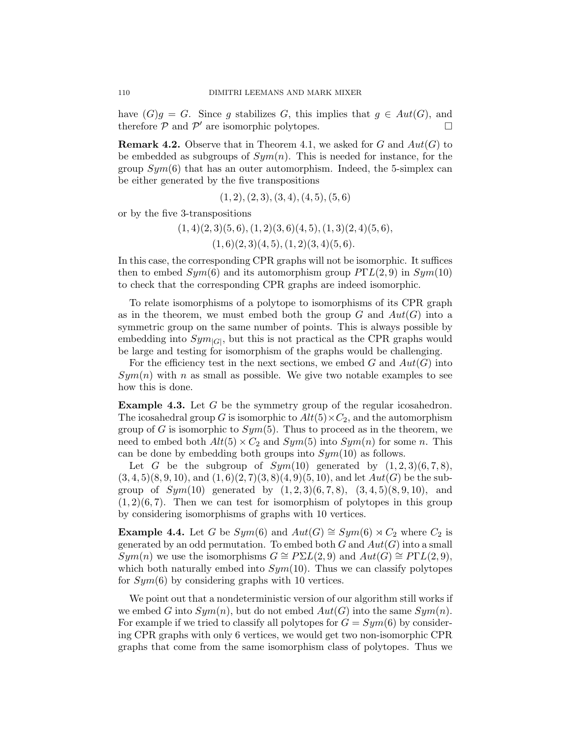have $(G)g = G$. Since $g$ stabilizes $G$, this implies that $g \in Aut(G)$, and therefore $\mathcal{P}$ and $\mathcal{P}'$ are isomorphic polytopes. $\square$

**Remark 4.2.** Observe that in Theorem 4.1, we asked for $G$ and $Aut(G)$ to be embedded as subgroups of $Sym(n)$. This is needed for instance, for the group $Sym(6)$ that has an outer automorphism. Indeed, the 5-simplex can be either generated by the five transpositions

$$(1,2),(2,3),(3,4),(4,5),(5,6)$$

or by the five 3-transpositions

$$(1,4)(2,3)(5,6),(1,2)(3,6)(4,5),(1,3)(2,4)(5,6),$$
$$(1,6)(2,3)(4,5),(1,2)(3,4)(5,6).$$

In this case, the corresponding CPR graphs will not be isomorphic. It suffices then to embed $Sym(6)$ and its automorphism group $P\Gamma L(2,9)$ in $Sym(10)$ to check that the corresponding CPR graphs are indeed isomorphic.

To relate isomorphisms of a polytope to isomorphisms of its CPR graph as in the theorem, we must embed both the group $G$ and $Aut(G)$ into a symmetric group on the same number of points. This is always possible by embedding into $Sym_{|G|}$, but this is not practical as the CPR graphs would be large and testing for isomorphism of the graphs would be challenging.

For the efficiency test in the next sections, we embed $G$ and $Aut(G)$ into $Sym(n)$ with $n$ as small as possible. We give two notable examples to see how this is done.

**Example 4.3.** Let $G$ be the symmetry group of the regular icosahedron. The icosahedral group $G$ is isomorphic to $Alt(5) \times C_2$, and the automorphism group of $G$ is isomorphic to $Sym(5)$. Thus to proceed as in the theorem, we need to embed both $Alt(5) \times C_2$ and $Sym(5)$ into $Sym(n)$ for some $n$. This can be done by embedding both groups into $Sym(10)$ as follows.

Let $G$ be the subgroup of $Sym(10)$ generated by $(1,2,3)(6,7,8)$, $(3,4,5)(8,9,10)$, and $(1,6)(2,7)(3,8)(4,9)(5,10)$, and let $Aut(G)$ be the subgroup of $Sym(10)$ generated by $(1,2,3)(6,7,8)$, $(3,4,5)(8,9,10)$, and $(1,2)(6,7)$. Then we can test for isomorphism of polytopes in this group by considering isomorphisms of graphs with 10 vertices.

**Example 4.4.** Let $G$ be $Sym(6)$ and $Aut(G) \cong Sym(6) \rtimes C_2$ where $C_2$ is generated by an odd permutation. To embed both $G$ and $Aut(G)$ into a small $Sym(n)$ we use the isomorphisms $G \cong P\Sigma L(2,9)$ and $Aut(G) \cong P\Gamma L(2,9)$, which both naturally embed into $Sym(10)$. Thus we can classify polytopes for $Sym(6)$ by considering graphs with 10 vertices.

We point out that a nondeterministic version of our algorithm still works if we embed $G$ into $Sym(n)$, but do not embed $Aut(G)$ into the same $Sym(n)$. For example if we tried to classify all polytopes for $G = Sym(6)$ by considering CPR graphs with only 6 vertices, we would get two non-isomorphic CPR graphs that come from the same isomorphism class of polytopes. Thus we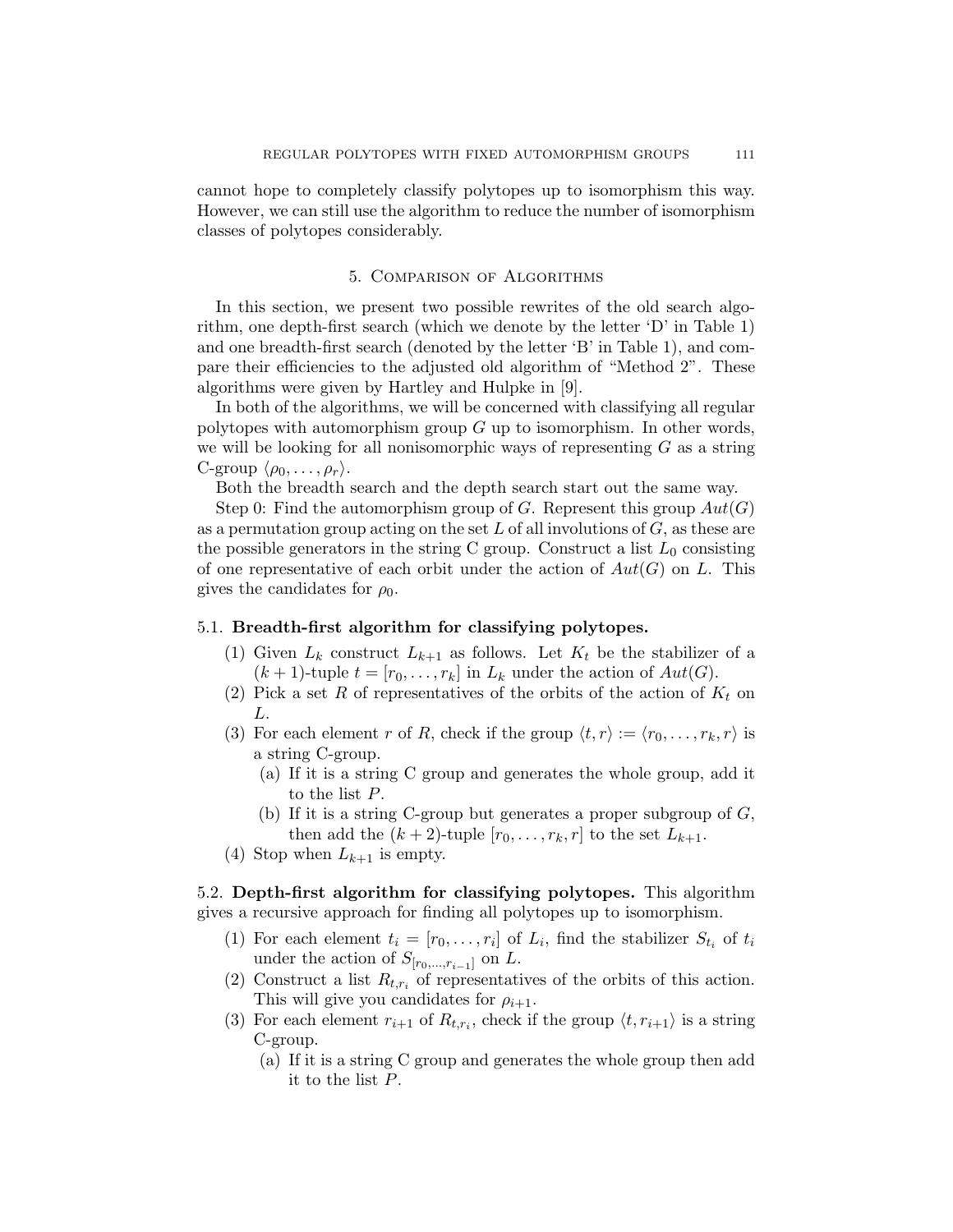cannot hope to completely classify polytopes up to isomorphism this way. However, we can still use the algorithm to reduce the number of isomorphism classes of polytopes considerably.

## 5. Comparison of Algorithms

In this section, we present two possible rewrites of the old search algorithm, one depth-first search (which we denote by the letter 'D' in Table 1) and one breadth-first search (denoted by the letter 'B' in Table 1), and compare their efficiencies to the adjusted old algorithm of "Method 2". These algorithms were given by Hartley and Hulpke in [9].

In both of the algorithms, we will be concerned with classifying all regular polytopes with automorphism group $G$ up to isomorphism. In other words, we will be looking for all nonisomorphic ways of representing $G$ as a string C-group $\langle \rho_0, \dots, \rho_r \rangle$.

Both the breadth search and the depth search start out the same way.

Step 0: Find the automorphism group of $G$. Represent this group $Aut(G)$ as a permutation group acting on the set $L$ of all involutions of $G$, as these are the possible generators in the string C group. Construct a list $L_0$ consisting of one representative of each orbit under the action of $Aut(G)$ on $L$. This gives the candidates for $\rho_0$.

### 5.1. Breadth-first algorithm for classifying polytopes.

1. Given $L_k$ construct $L_{k+1}$ as follows. Let $K_t$ be the stabilizer of a $(k+1)$-tuple $t = [r_0, \dots, r_k]$ in $L_k$ under the action of $Aut(G)$.
2. Pick a set $R$ of representatives of the orbits of the action of $K_t$ on $L$.
3. For each element $r$ of $R$, check if the group $\langle t, r \rangle := \langle r_0, \dots, r_k, r \rangle$ is a string C-group.
   - (a) If it is a string C group and generates the whole group, add it to the list $P$.
   - (b) If it is a string C-group but generates a proper subgroup of $G$, then add the $(k+2)$-tuple $[r_0, \dots, r_k, r]$ to the set $L_{k+1}$.
4. Stop when $L_{k+1}$ is empty.

### 5.2. Depth-first algorithm for classifying polytopes.

This algorithm gives a recursive approach for finding all polytopes up to isomorphism.

1. For each element $t_i = [r_0, \dots, r_i]$ of $L_i$, find the stabilizer $S_{t_i}$ of $t_i$ under the action of $S_{[r_0, \dots, r_{i-1}]}$ on $L$.
2. Construct a list $R_{t, r_i}$ of representatives of the orbits of this action. This will give you candidates for $\rho_{i+1}$.
3. For each element $r_{i+1}$ of $R_{t, r_i}$, check if the group $\langle t, r_{i+1} \rangle$ is a string C-group.
   - (a) If it is a string C group and generates the whole group then add it to the list $P$.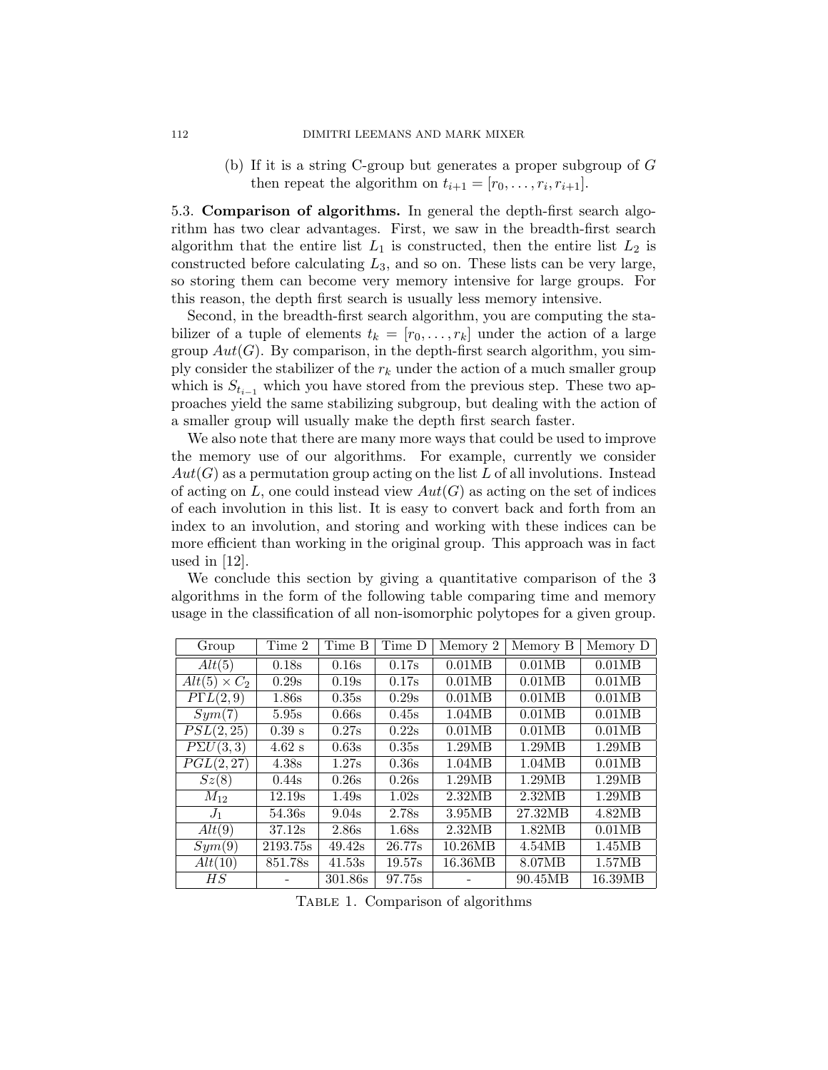(b) If it is a string C-group but generates a proper subgroup of $G$ then repeat the algorithm on $t_{i+1} = [r_0, \ldots, r_i, r_{i+1}]$.

**5.3. Comparison of algorithms.** In general the depth-first search algorithm has two clear advantages. First, we saw in the breadth-first search algorithm that the entire list $L_1$ is constructed, then the entire list $L_2$ is constructed before calculating $L_3$, and so on. These lists can be very large, so storing them can become very memory intensive for large groups. For this reason, the depth first search is usually less memory intensive.

Second, in the breadth-first search algorithm, you are computing the stabilizer of a tuple of elements $t_k = [r_0, \ldots, r_k]$ under the action of a large group $Aut(G)$. By comparison, in the depth-first search algorithm, you simply consider the stabilizer of the $r_k$ under the action of a much smaller group which is $S_{t_{i-1}}$ which you have stored from the previous step. These two approaches yield the same stabilizing subgroup, but dealing with the action of a smaller group will usually make the depth first search faster.

We also note that there are many more ways that could be used to improve the memory use of our algorithms. For example, currently we consider $Aut(G)$ as a permutation group acting on the list $L$ of all involutions. Instead of acting on $L$, one could instead view $Aut(G)$ as acting on the set of indices of each involution in this list. It is easy to convert back and forth from an index to an involution, and storing and working with these indices can be more efficient than working in the original group. This approach was in fact used in [12].

We conclude this section by giving a quantitative comparison of the 3 algorithms in the form of the following table comparing time and memory usage in the classification of all non-isomorphic polytopes for a given group.

| Group | Time 2 | Time B | Time D | Memory 2 | Memory B | Memory D |
|---|---|---|---|---|---|---|
| $Alt(5)$ | 0.18s | 0.16s | 0.17s | 0.01MB | 0.01MB | 0.01MB |
| $Alt(5) \times C_2$ | 0.29s | 0.19s | 0.17s | 0.01MB | 0.01MB | 0.01MB |
| $P\Gamma L(2,9)$ | 1.86s | 0.35s | 0.29s | 0.01MB | 0.01MB | 0.01MB |
| $Sym(7)$ | 5.95s | 0.66s | 0.45s | 1.04MB | 0.01MB | 0.01MB |
| $PSL(2,25)$ | 0.39 s | 0.27s | 0.22s | 0.01MB | 0.01MB | 0.01MB |
| $P\Sigma U(3,3)$ | 4.62 s | 0.63s | 0.35s | 1.29MB | 1.29MB | 1.29MB |
| $PGL(2,27)$ | 4.38s | 1.27s | 0.36s | 1.04MB | 1.04MB | 0.01MB |
| $Sz(8)$ | 0.44s | 0.26s | 0.26s | 1.29MB | 1.29MB | 1.29MB |
| $M_{12}$ | 12.19s | 1.49s | 1.02s | 2.32MB | 2.32MB | 1.29MB |
| $J_1$ | 54.36s | 9.04s | 2.78s | 3.95MB | 27.32MB | 4.82MB |
| $Alt(9)$ | 37.12s | 2.86s | 1.68s | 2.32MB | 1.82MB | 0.01MB |
| $Sym(9)$ | 2193.75s | 49.42s | 26.77s | 10.26MB | 4.54MB | 1.45MB |
| $Alt(10)$ | 851.78s | 41.53s | 19.57s | 16.36MB | 8.07MB | 1.57MB |
| $HS$ | - | 301.86s | 97.75s | - | 90.45MB | 16.39MB |

Table 1. Comparison of algorithms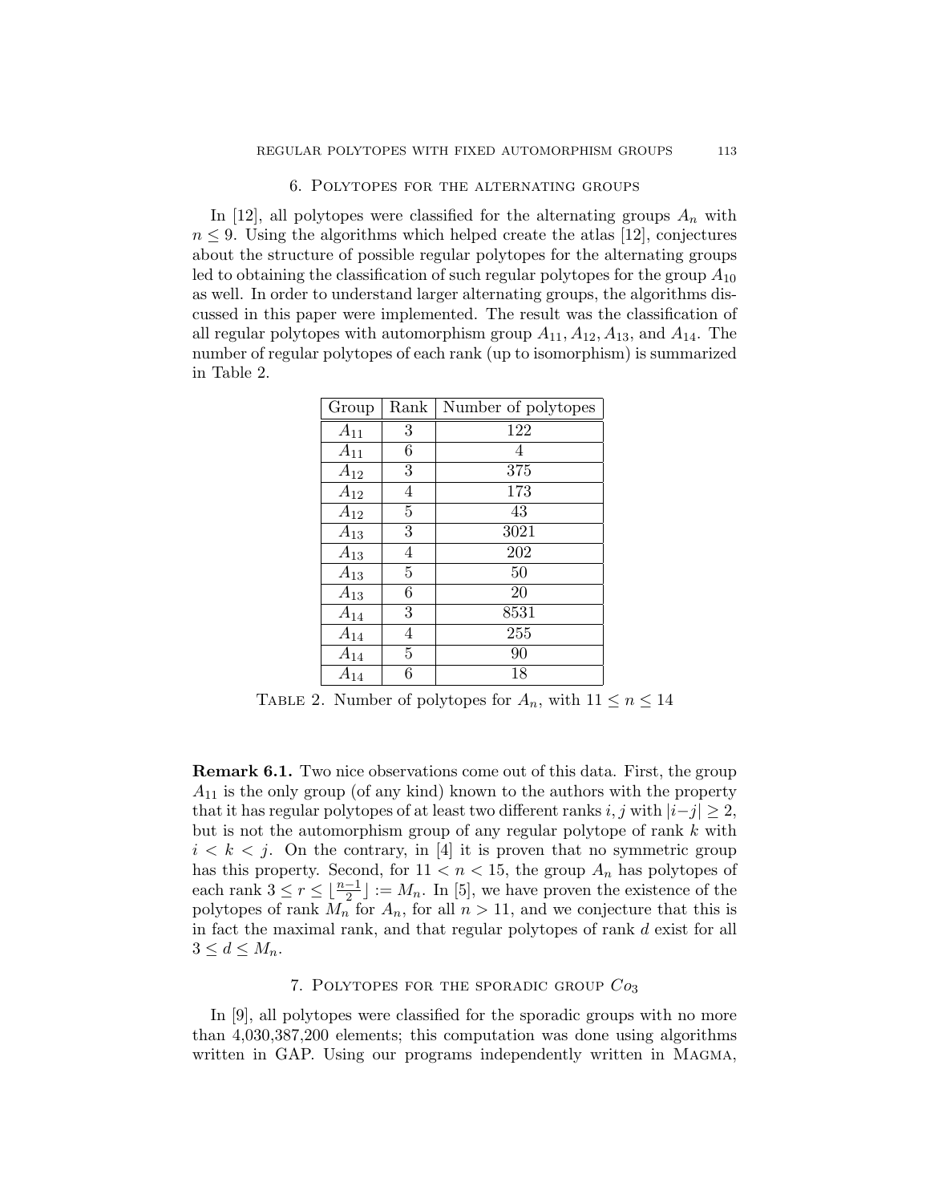## 6. Polytopes for the alternating groups

In [12], all polytopes were classified for the alternating groups $A_n$ with $n \leq 9$. Using the algorithms which helped create the atlas [12], conjectures about the structure of possible regular polytopes for the alternating groups led to obtaining the classification of such regular polytopes for the group $A_{10}$ as well. In order to understand larger alternating groups, the algorithms discussed in this paper were implemented. The result was the classification of all regular polytopes with automorphism group $A_{11}, A_{12}, A_{13}$, and $A_{14}$. The number of regular polytopes of each rank (up to isomorphism) is summarized in Table 2.

| Group | Rank | Number of polytopes |
|---|---|---|
| $A_{11}$ | 3 | 122 |
| $A_{11}$ | 6 | 4 |
| $A_{12}$ | 3 | 375 |
| $A_{12}$ | 4 | 173 |
| $A_{12}$ | 5 | 43 |
| $A_{13}$ | 3 | 3021 |
| $A_{13}$ | 4 | 202 |
| $A_{13}$ | 5 | 50 |
| $A_{13}$ | 6 | 20 |
| $A_{14}$ | 3 | 8531 |
| $A_{14}$ | 4 | 255 |
| $A_{14}$ | 5 | 90 |
| $A_{14}$ | 6 | 18 |

Table 2. Number of polytopes for $A_n$, with $11 \leq n \leq 14$

**Remark 6.1.** Two nice observations come out of this data. First, the group $A_{11}$ is the only group (of any kind) known to the authors with the property that it has regular polytopes of at least two different ranks $i, j$ with $|i-j| \geq 2$, but is not the automorphism group of any regular polytope of rank $k$ with $i < k < j$. On the contrary, in [4] it is proven that no symmetric group has this property. Second, for $11 < n < 15$, the group $A_n$ has polytopes of each rank $3 \leq r \leq \lfloor \frac{n-1}{2} \rfloor := M_n$. In [5], we have proven the existence of the polytopes of rank $M_n$ for $A_n$, for all $n > 11$, and we conjecture that this is in fact the maximal rank, and that regular polytopes of rank $d$ exist for all $3 \leq d \leq M_n$.

## 7. Polytopes for the sporadic group $Co_3$

In [9], all polytopes were classified for the sporadic groups with no more than 4,030,387,200 elements; this computation was done using algorithms written in GAP. Using our programs independently written in Magma,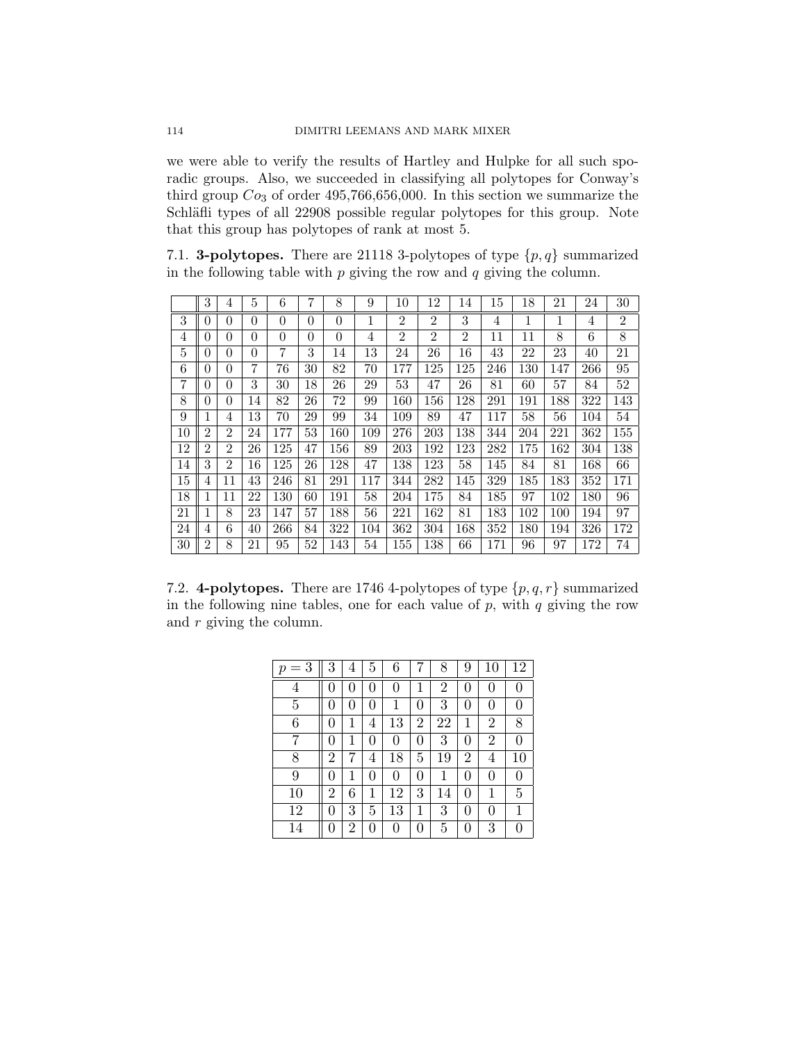we were able to verify the results of Hartley and Hulpke for all such sporadic groups. Also, we succeeded in classifying all polytopes for Conway's third group $Co_3$ of order 495,766,656,000. In this section we summarize the Schläfli types of all 22908 possible regular polytopes for this group. Note that this group has polytopes of rank at most 5.

7.1. **3-polytopes.** There are 21118 3-polytopes of type $\{p, q\}$ summarized in the following table with $p$ giving the row and $q$ giving the column.

| | 3 | 4 | 5 | 6 | 7 | 8 | 9 | 10 | 12 | 14 | 15 | 18 | 21 | 24 | 30 |
|---|---|---|---|---|---|---|---|---|---|---|---|---|---|---|---|
| 3 | 0 | 0 | 0 | 0 | 0 | 0 | 1 | 2 | 2 | 3 | 4 | 1 | 1 | 4 | 2 |
| 4 | 0 | 0 | 0 | 0 | 0 | 0 | 4 | 2 | 2 | 2 | 11 | 11 | 8 | 6 | 8 |
| 5 | 0 | 0 | 0 | 7 | 3 | 14 | 13 | 24 | 26 | 16 | 43 | 22 | 23 | 40 | 21 |
| 6 | 0 | 0 | 7 | 76 | 30 | 82 | 70 | 177 | 125 | 125 | 246 | 130 | 147 | 266 | 95 |
| 7 | 0 | 0 | 3 | 30 | 18 | 26 | 29 | 53 | 47 | 26 | 81 | 60 | 57 | 84 | 52 |
| 8 | 0 | 0 | 14 | 82 | 26 | 72 | 99 | 160 | 156 | 128 | 291 | 191 | 188 | 322 | 143 |
| 9 | 1 | 4 | 13 | 70 | 29 | 99 | 34 | 109 | 89 | 47 | 117 | 58 | 56 | 104 | 54 |
| 10 | 2 | 2 | 24 | 177 | 53 | 160 | 109 | 276 | 203 | 138 | 344 | 204 | 221 | 362 | 155 |
| 12 | 2 | 2 | 26 | 125 | 47 | 156 | 89 | 203 | 192 | 123 | 282 | 175 | 162 | 304 | 138 |
| 14 | 3 | 2 | 16 | 125 | 26 | 128 | 47 | 138 | 123 | 58 | 145 | 84 | 81 | 168 | 66 |
| 15 | 4 | 11 | 43 | 246 | 81 | 291 | 117 | 344 | 282 | 145 | 329 | 185 | 183 | 352 | 171 |
| 18 | 1 | 11 | 22 | 130 | 60 | 191 | 58 | 204 | 175 | 84 | 185 | 97 | 102 | 180 | 96 |
| 21 | 1 | 8 | 23 | 147 | 57 | 188 | 56 | 221 | 162 | 81 | 183 | 102 | 100 | 194 | 97 |
| 24 | 4 | 6 | 40 | 266 | 84 | 322 | 104 | 362 | 304 | 168 | 352 | 180 | 194 | 326 | 172 |
| 30 | 2 | 8 | 21 | 95 | 52 | 143 | 54 | 155 | 138 | 66 | 171 | 96 | 97 | 172 | 74 |

7.2. **4-polytopes.** There are 1746 4-polytopes of type $\{p, q, r\}$ summarized in the following nine tables, one for each value of $p$, with $q$ giving the row and $r$ giving the column.

| $p = 3$ | 3 | 4 | 5 | 6 | 7 | 8 | 9 | 10 | 12 |
|---|---|---|---|---|---|---|---|---|---|
| 4 | 0 | 0 | 0 | 0 | 1 | 2 | 0 | 0 | 0 |
| 5 | 0 | 0 | 0 | 1 | 0 | 3 | 0 | 0 | 0 |
| 6 | 0 | 1 | 4 | 13 | 2 | 22 | 1 | 2 | 8 |
| 7 | 0 | 1 | 0 | 0 | 0 | 3 | 0 | 2 | 0 |
| 8 | 2 | 7 | 4 | 18 | 5 | 19 | 2 | 4 | 10 |
| 9 | 0 | 1 | 0 | 0 | 0 | 1 | 0 | 0 | 0 |
| 10 | 2 | 6 | 1 | 12 | 3 | 14 | 0 | 1 | 5 |
| 12 | 0 | 3 | 5 | 13 | 1 | 3 | 0 | 0 | 1 |
| 14 | 0 | 2 | 0 | 0 | 0 | 5 | 0 | 3 | 0 |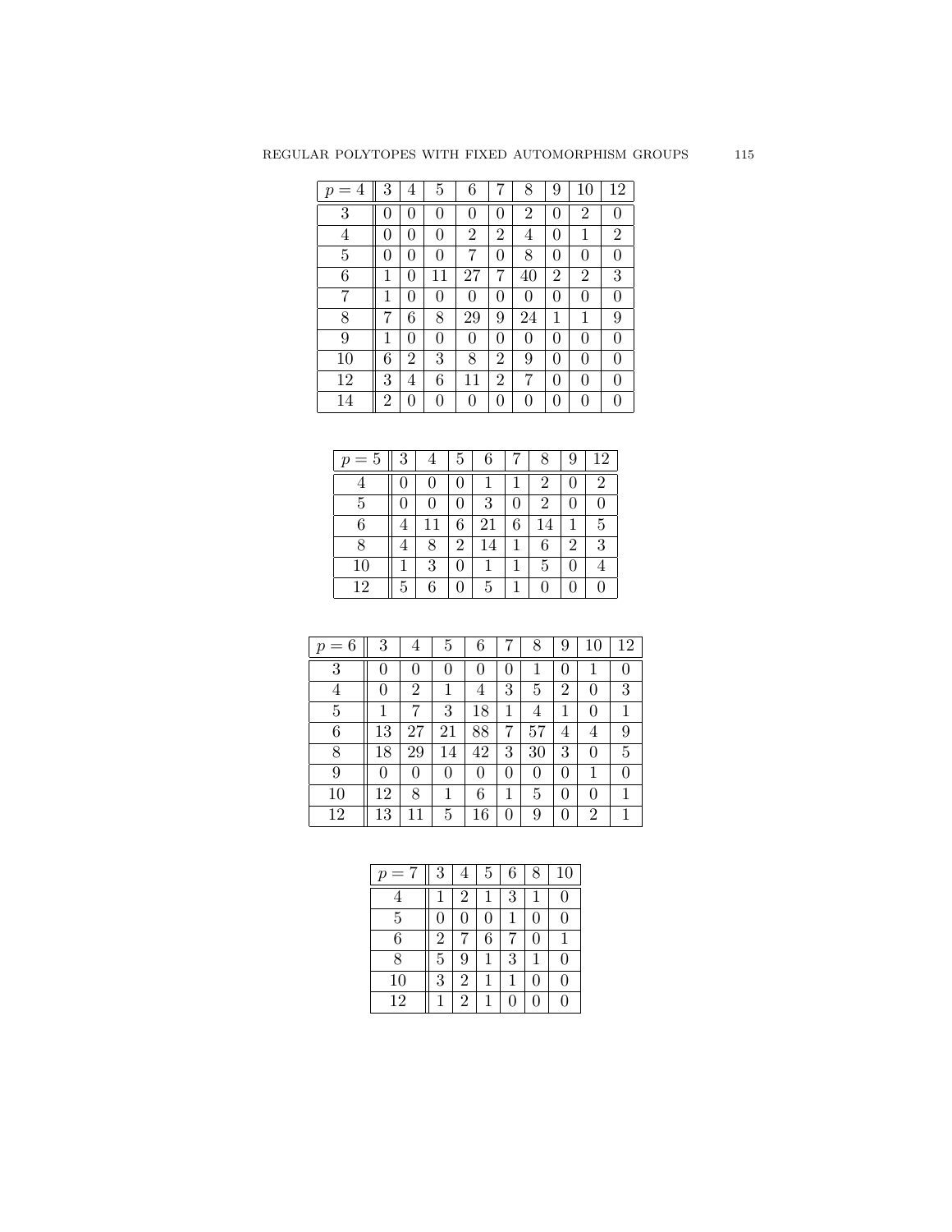| $p = 4$ | 3 | 4 | 5 | 6 | 7 | 8 | 9 | 10 | 12 |
|---|---|---|---|---|---|---|---|---|---|
| 3 | 0 | 0 | 0 | 0 | 0 | 2 | 0 | 2 | 0 |
| 4 | 0 | 0 | 0 | 2 | 2 | 4 | 0 | 1 | 2 |
| 5 | 0 | 0 | 0 | 7 | 0 | 8 | 0 | 0 | 0 |
| 6 | 1 | 0 | 11 | 27 | 7 | 40 | 2 | 2 | 3 |
| 7 | 1 | 0 | 0 | 0 | 0 | 0 | 0 | 0 | 0 |
| 8 | 7 | 6 | 8 | 29 | 9 | 24 | 1 | 1 | 9 |
| 9 | 1 | 0 | 0 | 0 | 0 | 0 | 0 | 0 | 0 |
| 10 | 6 | 2 | 3 | 8 | 2 | 9 | 0 | 0 | 0 |
| 12 | 3 | 4 | 6 | 11 | 2 | 7 | 0 | 0 | 0 |
| 14 | 2 | 0 | 0 | 0 | 0 | 0 | 0 | 0 | 0 |

| $p = 5$ | 3 | 4 | 5 | 6 | 7 | 8 | 9 | 12 |
|---|---|---|---|---|---|---|---|---|
| 4 | 0 | 0 | 0 | 1 | 1 | 2 | 0 | 2 |
| 5 | 0 | 0 | 0 | 3 | 0 | 2 | 0 | 0 |
| 6 | 4 | 11 | 6 | 21 | 6 | 14 | 1 | 5 |
| 8 | 4 | 8 | 2 | 14 | 1 | 6 | 2 | 3 |
| 10 | 1 | 3 | 0 | 1 | 1 | 5 | 0 | 4 |
| 12 | 5 | 6 | 0 | 5 | 1 | 0 | 0 | 0 |

| $p = 6$ | 3 | 4 | 5 | 6 | 7 | 8 | 9 | 10 | 12 |
|---|---|---|---|---|---|---|---|---|---|
| 3 | 0 | 0 | 0 | 0 | 0 | 1 | 0 | 1 | 0 |
| 4 | 0 | 2 | 1 | 4 | 3 | 5 | 2 | 0 | 3 |
| 5 | 1 | 7 | 3 | 18 | 1 | 4 | 1 | 0 | 1 |
| 6 | 13 | 27 | 21 | 88 | 7 | 57 | 4 | 4 | 9 |
| 8 | 18 | 29 | 14 | 42 | 3 | 30 | 3 | 0 | 5 |
| 9 | 0 | 0 | 0 | 0 | 0 | 0 | 0 | 1 | 0 |
| 10 | 12 | 8 | 1 | 6 | 1 | 5 | 0 | 0 | 1 |
| 12 | 13 | 11 | 5 | 16 | 0 | 9 | 0 | 2 | 1 |

| $p = 7$ | 3 | 4 | 5 | 6 | 8 | 10 |
|---|---|---|---|---|---|---|
| 4 | 1 | 2 | 1 | 3 | 1 | 0 |
| 5 | 0 | 0 | 0 | 1 | 0 | 0 |
| 6 | 2 | 7 | 6 | 7 | 0 | 1 |
| 8 | 5 | 9 | 1 | 3 | 1 | 0 |
| 10 | 3 | 2 | 1 | 1 | 0 | 0 |
| 12 | 1 | 2 | 1 | 0 | 0 | 0 |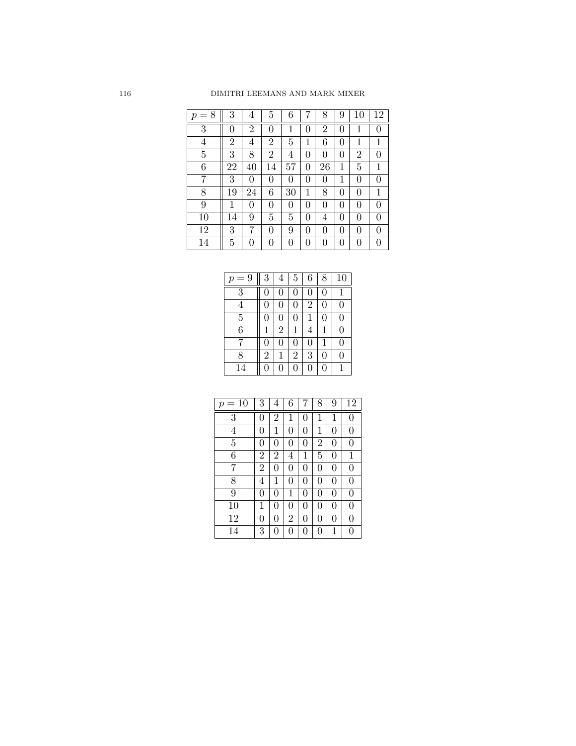| $p = 8$ | 3 | 4 | 5 | 6 | 7 | 8 | 9 | 10 | 12 |
|---|---|---|---|---|---|---|---|---|---|
| 3 | 0 | 2 | 0 | 1 | 0 | 2 | 0 | 1 | 0 |
| 4 | 2 | 4 | 2 | 5 | 1 | 6 | 0 | 1 | 1 |
| 5 | 3 | 8 | 2 | 4 | 0 | 0 | 0 | 2 | 0 |
| 6 | 22 | 40 | 14 | 57 | 0 | 26 | 1 | 5 | 1 |
| 7 | 3 | 0 | 0 | 0 | 0 | 0 | 1 | 0 | 0 |
| 8 | 19 | 24 | 6 | 30 | 1 | 8 | 0 | 0 | 1 |
| 9 | 1 | 0 | 0 | 0 | 0 | 0 | 0 | 0 | 0 |
| 10 | 14 | 9 | 5 | 5 | 0 | 4 | 0 | 0 | 0 |
| 12 | 3 | 7 | 0 | 9 | 0 | 0 | 0 | 0 | 0 |
| 14 | 5 | 0 | 0 | 0 | 0 | 0 | 0 | 0 | 0 |

| $p = 9$ | 3 | 4 | 5 | 6 | 8 | 10 |
|---|---|---|---|---|---|---|
| 3 | 0 | 0 | 0 | 0 | 0 | 1 |
| 4 | 0 | 0 | 0 | 2 | 0 | 0 |
| 5 | 0 | 0 | 0 | 1 | 0 | 0 |
| 6 | 1 | 2 | 1 | 4 | 1 | 0 |
| 7 | 0 | 0 | 0 | 0 | 1 | 0 |
| 8 | 2 | 1 | 2 | 3 | 0 | 0 |
| 14 | 0 | 0 | 0 | 0 | 0 | 1 |

| $p = 10$ | 3 | 4 | 6 | 7 | 8 | 9 | 12 |
|---|---|---|---|---|---|---|---|
| 3 | 0 | 2 | 1 | 0 | 1 | 1 | 0 |
| 4 | 0 | 1 | 0 | 0 | 1 | 0 | 0 |
| 5 | 0 | 0 | 0 | 0 | 2 | 0 | 0 |
| 6 | 2 | 2 | 4 | 1 | 5 | 0 | 1 |
| 7 | 2 | 0 | 0 | 0 | 0 | 0 | 0 |
| 8 | 4 | 1 | 0 | 0 | 0 | 0 | 0 |
| 9 | 0 | 0 | 1 | 0 | 0 | 0 | 0 |
| 10 | 1 | 0 | 0 | 0 | 0 | 0 | 0 |
| 12 | 0 | 0 | 2 | 0 | 0 | 0 | 0 |
| 14 | 3 | 0 | 0 | 0 | 0 | 1 | 0 |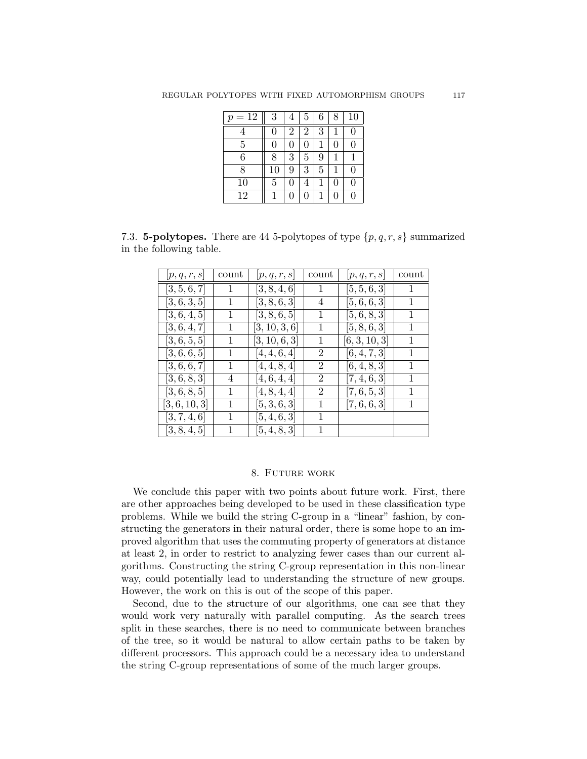| $p = 12$ | 3 | 4 | 5 | 6 | 8 | 10 |
|---|---|---|---|---|---|---|
| 4 | 0 | 2 | 2 | 3 | 1 | 0 |
| 5 | 0 | 0 | 0 | 1 | 0 | 0 |
| 6 | 8 | 3 | 5 | 9 | 1 | 1 |
| 8 | 10 | 9 | 3 | 5 | 1 | 0 |
| 10 | 5 | 0 | 4 | 1 | 0 | 0 |
| 12 | 1 | 0 | 0 | 1 | 0 | 0 |

7.3. **5-polytopes.** There are 44 5-polytopes of type $\{p, q, r, s\}$ summarized in the following table.

| $[p, q, r, s]$ | count | $[p, q, r, s]$ | count | $[p, q, r, s]$ | count |
|---|---|---|---|---|---|
| $[3, 5, 6, 7]$ | 1 | $[3, 8, 4, 6]$ | 1 | $[5, 5, 6, 3]$ | 1 |
| $[3, 6, 3, 5]$ | 1 | $[3, 8, 6, 3]$ | 4 | $[5, 6, 6, 3]$ | 1 |
| $[3, 6, 4, 5]$ | 1 | $[3, 8, 6, 5]$ | 1 | $[5, 6, 8, 3]$ | 1 |
| $[3, 6, 4, 7]$ | 1 | $[3, 10, 3, 6]$ | 1 | $[5, 8, 6, 3]$ | 1 |
| $[3, 6, 5, 5]$ | 1 | $[3, 10, 6, 3]$ | 1 | $[6, 3, 10, 3]$ | 1 |
| $[3, 6, 6, 5]$ | 1 | $[4, 4, 6, 4]$ | 2 | $[6, 4, 7, 3]$ | 1 |
| $[3, 6, 6, 7]$ | 1 | $[4, 4, 8, 4]$ | 2 | $[6, 4, 8, 3]$ | 1 |
| $[3, 6, 8, 3]$ | 4 | $[4, 6, 4, 4]$ | 2 | $[7, 4, 6, 3]$ | 1 |
| $[3, 6, 8, 5]$ | 1 | $[4, 8, 4, 4]$ | 2 | $[7, 6, 5, 3]$ | 1 |
| $[3, 6, 10, 3]$ | 1 | $[5, 3, 6, 3]$ | 1 | $[7, 6, 6, 3]$ | 1 |
| $[3, 7, 4, 6]$ | 1 | $[5, 4, 6, 3]$ | 1 | | |
| $[3, 8, 4, 5]$ | 1 | $[5, 4, 8, 3]$ | 1 | | |

## 8. Future work

We conclude this paper with two points about future work. First, there are other approaches being developed to be used in these classification type problems. While we build the string C-group in a "linear" fashion, by constructing the generators in their natural order, there is some hope to an improved algorithm that uses the commuting property of generators at distance at least 2, in order to restrict to analyzing fewer cases than our current algorithms. Constructing the string C-group representation in this non-linear way, could potentially lead to understanding the structure of new groups. However, the work on this is out of the scope of this paper.

Second, due to the structure of our algorithms, one can see that they would work very naturally with parallel computing. As the search trees split in these searches, there is no need to communicate between branches of the tree, so it would be natural to allow certain paths to be taken by different processors. This approach could be a necessary idea to understand the string C-group representations of some of the much larger groups.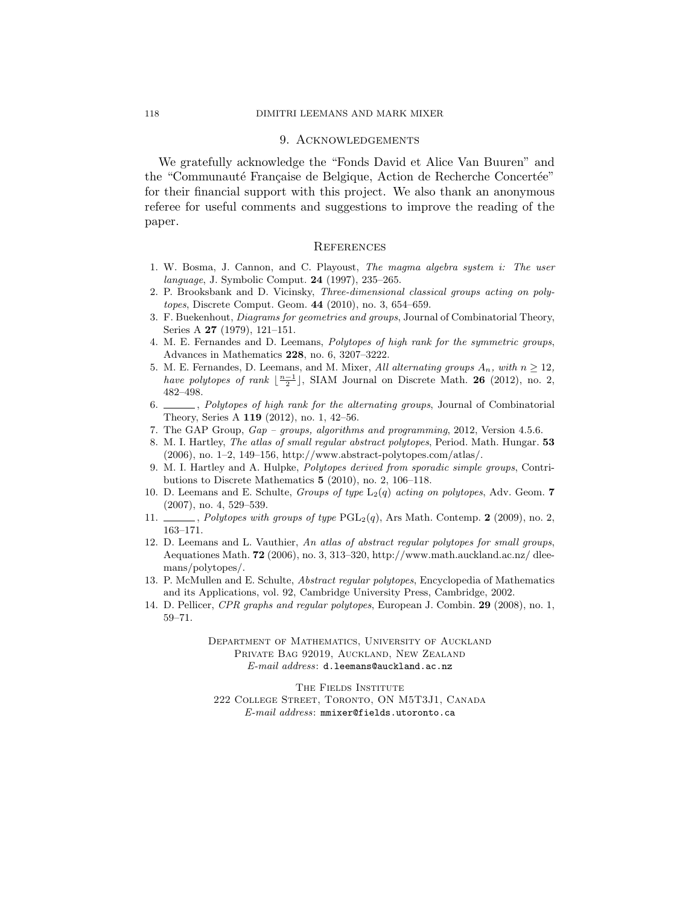## 9. Acknowledgements

We gratefully acknowledge the "Fonds David et Alice Van Buuren" and the "Communauté Française de Belgique, Action de Recherche Concertée" for their financial support with this project. We also thank an anonymous referee for useful comments and suggestions to improve the reading of the paper.

## References

1. W. Bosma, J. Cannon, and C. Playoust, *The magma algebra system i: The user language*, J. Symbolic Comput. **24** (1997), 235–265.
2. P. Brooksbank and D. Vicinsky, *Three-dimensional classical groups acting on polytopes*, Discrete Comput. Geom. **44** (2010), no. 3, 654–659.
3. F. Buekenhout, *Diagrams for geometries and groups*, Journal of Combinatorial Theory, Series A **27** (1979), 121–151.
4. M. E. Fernandes and D. Leemans, *Polytopes of high rank for the symmetric groups*, Advances in Mathematics **228**, no. 6, 3207–3222.
5. M. E. Fernandes, D. Leemans, and M. Mixer, *All alternating groups $A_n$, with $n \geq 12$, have polytopes of rank $\lfloor \frac{n-1}{2} \rfloor$*, SIAM Journal on Discrete Math. **26** (2012), no. 2, 482–498.
6. ______, *Polytopes of high rank for the alternating groups*, Journal of Combinatorial Theory, Series A **119** (2012), no. 1, 42–56.
7. The GAP Group, *Gap – groups, algorithms and programming*, 2012, Version 4.5.6.
8. M. I. Hartley, *The atlas of small regular abstract polytopes*, Period. Math. Hungar. **53** (2006), no. 1–2, 149–156, http://www.abstract-polytopes.com/atlas/.
9. M. I. Hartley and A. Hulpke, *Polytopes derived from sporadic simple groups*, Contributions to Discrete Mathematics **5** (2010), no. 2, 106–118.
10. D. Leemans and E. Schulte, *Groups of type $\mathrm{L}_2(q)$ acting on polytopes*, Adv. Geom. **7** (2007), no. 4, 529–539.
11. ______, *Polytopes with groups of type $\mathrm{PGL}_2(q)$*, Ars Math. Contemp. **2** (2009), no. 2, 163–171.
12. D. Leemans and L. Vauthier, *An atlas of abstract regular polytopes for small groups*, Aequationes Math. **72** (2006), no. 3, 313–320, http://www.math.auckland.ac.nz/ dleemans/polytopes/.
13. P. McMullen and E. Schulte, *Abstract regular polytopes*, Encyclopedia of Mathematics and its Applications, vol. 92, Cambridge University Press, Cambridge, 2002.
14. D. Pellicer, *CPR graphs and regular polytopes*, European J. Combin. **29** (2008), no. 1, 59–71.

Department of Mathematics, University of Auckland
Private Bag 92019, Auckland, New Zealand
*E-mail address*: d.leemans@auckland.ac.nz

The Fields Institute
222 College Street, Toronto, ON M5T3J1, Canada
*E-mail address*: mmixer@fields.utoronto.ca